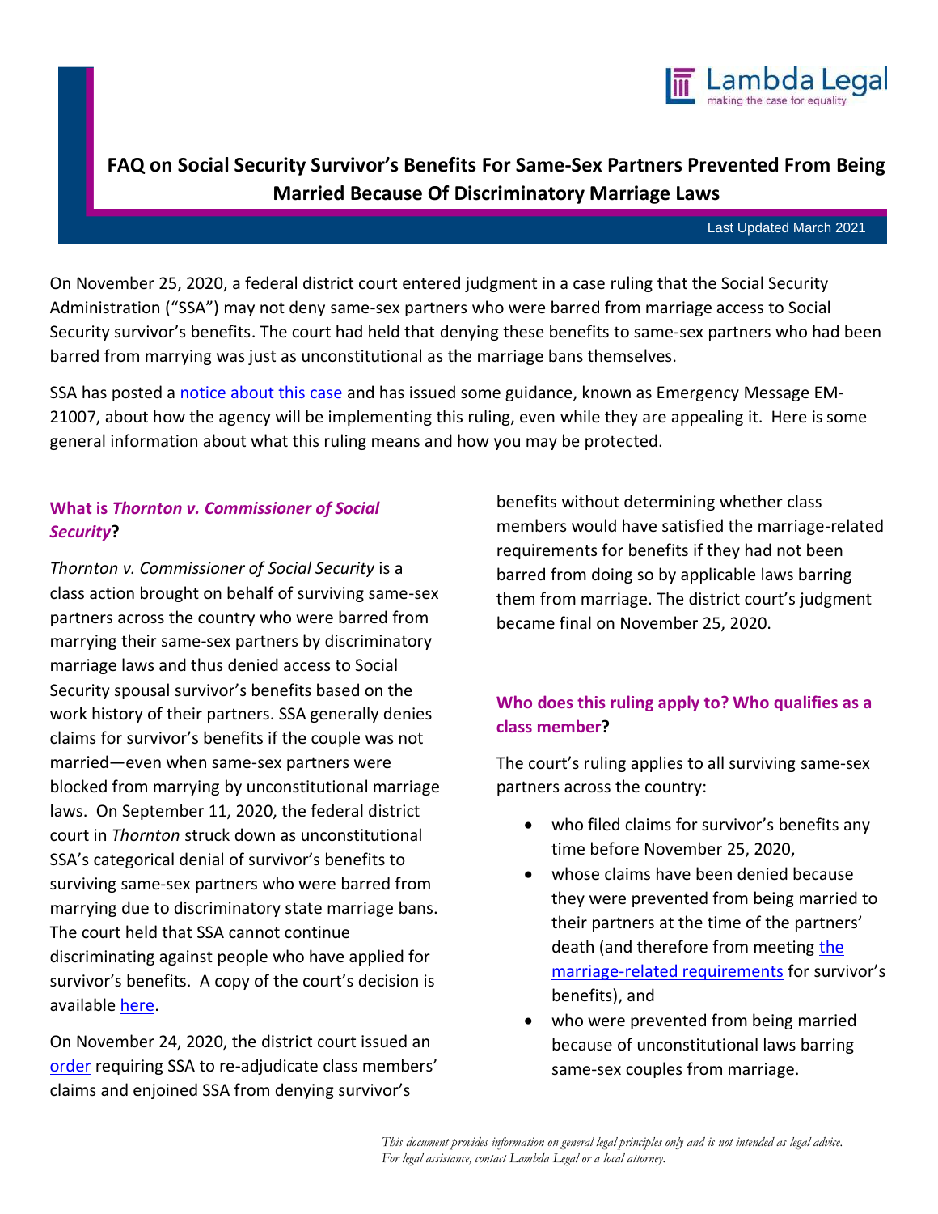# FAQ on Social Security Survivor's Benefits For Same-Sex Partners Prevented From Being Married Because Of Discriminatory Marriage Laws

Last Updated March 2021

On November 25, 2020, a federal district court entered judgment in a case ruling that the Social Security Administration ("SSA") may not deny same-sex partners who were barred from marriage access to Social Security survivor's benefits. The court had held that denying these benefits to same-sex partners who had been barred from marrying was just as unconstitutional as the marriage bans themselves.

SSA has posted a notice about this case and has issued some guidance, known as Emergency Message EM-21007, about how the agency will be implementing this ruling, even while they are appealing it. Here is some general information about what this ruling means and how you may be protected.

## What is *Thornton v. Commissioner of Social Security*?

*Thornton v. Commissioner of Social Security* is a class action brought on behalf of surviving same-sex partners across the country who were barred from marrying their same-sex partners by discriminatory marriage laws and thus denied access to Social Security spousal survivor's benefits based on the work history of their partners. SSA generally denies claims for survivor's benefits if the couple was not married—even when same-sex partners were blocked from marrying by unconstitutional marriage laws. On September 11, 2020, the federal district court in *Thornton* struck down as unconstitutional SSA's categorical denial of survivor's benefits to surviving same-sex partners who were barred from marrying due to discriminatory state marriage bans. The court held that SSA cannot continue discriminating against people who have applied for survivor's benefits. A copy of the court's decision is available here.

On November 24, 2020, the district court issued an order requiring SSA to re-adjudicate class members' claims and enjoined SSA from denying survivor's benefits without determining whether class members would have satisfied the marriage-related requirements for benefits if they had not been barred from doing so by applicable laws barring them from marriage. The district court's judgment became final on November 25, 2020.

## Who does this ruling apply to? Who qualifies as a class member?

The court's ruling applies to all surviving same-sex partners across the country:

- who filed claims for survivor's benefits any time before November 25, 2020,
- whose claims have been denied because they were prevented from being married to their partners at the time of the partners' death (and therefore from meeting the marriage-related requirements for survivor's benefits), and
- who were prevented from being married because of unconstitutional laws barring same-sex couples from marriage.

*This document provides information on general legal principles only and is not intended as legal advice. For legal assistance, contact Lambda Legal or a local attorney.*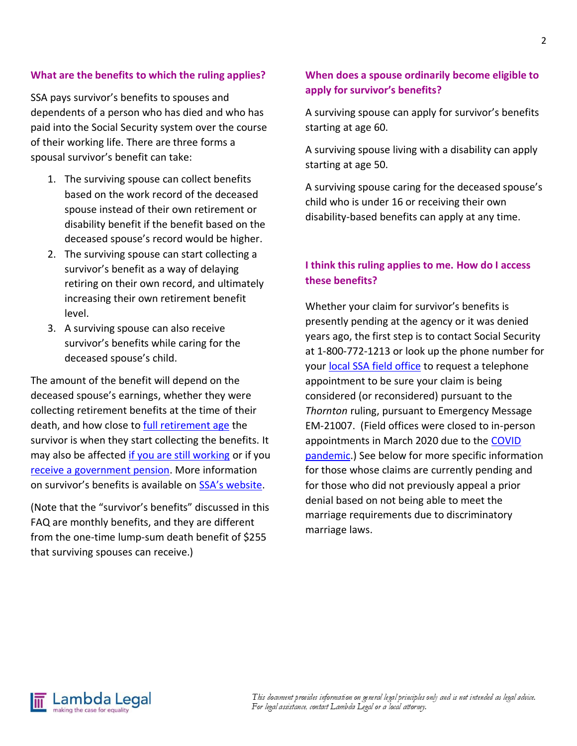### What are the benefits to which the ruling applies?

SSA pays survivor's benefits to spouses and dependents of a person who has died and who has paid into the Social Security system over the course of their working life. There are three forms a spousal survivor's benefit can take:

1. The surviving spouse can collect benefits based on the work record of the deceased spouse instead of their own retirement or disability benefit if the benefit based on the deceased spouse's record would be higher.
2. The surviving spouse can start collecting a survivor's benefit as a way of delaying retiring on their own record, and ultimately increasing their own retirement benefit level.
3. A surviving spouse can also receive survivor's benefits while caring for the deceased spouse's child.

The amount of the benefit will depend on the deceased spouse's earnings, whether they were collecting retirement benefits at the time of their death, and how close to full retirement age the survivor is when they start collecting the benefits. It may also be affected if you are still working or if you receive a government pension. More information on survivor's benefits is available on SSA's website.

(Note that the "survivor's benefits" discussed in this FAQ are monthly benefits, and they are different from the one-time lump-sum death benefit of $255 that surviving spouses can receive.)

### When does a spouse ordinarily become eligible to apply for survivor's benefits?

A surviving spouse can apply for survivor's benefits starting at age 60.

A surviving spouse living with a disability can apply starting at age 50.

A surviving spouse caring for the deceased spouse's child who is under 16 or receiving their own disability-based benefits can apply at any time.

### I think this ruling applies to me. How do I access these benefits?

Whether your claim for survivor's benefits is presently pending at the agency or it was denied years ago, the first step is to contact Social Security at 1-800-772-1213 or look up the phone number for your local SSA field office to request a telephone appointment to be sure your claim is being considered (or reconsidered) pursuant to the *Thornton* ruling, pursuant to Emergency Message EM-21007. (Field offices were closed to in-person appointments in March 2020 due to the COVID pandemic.) See below for more specific information for those whose claims are currently pending and for those who did not previously appeal a prior denial based on not being able to meet the marriage requirements due to discriminatory marriage laws.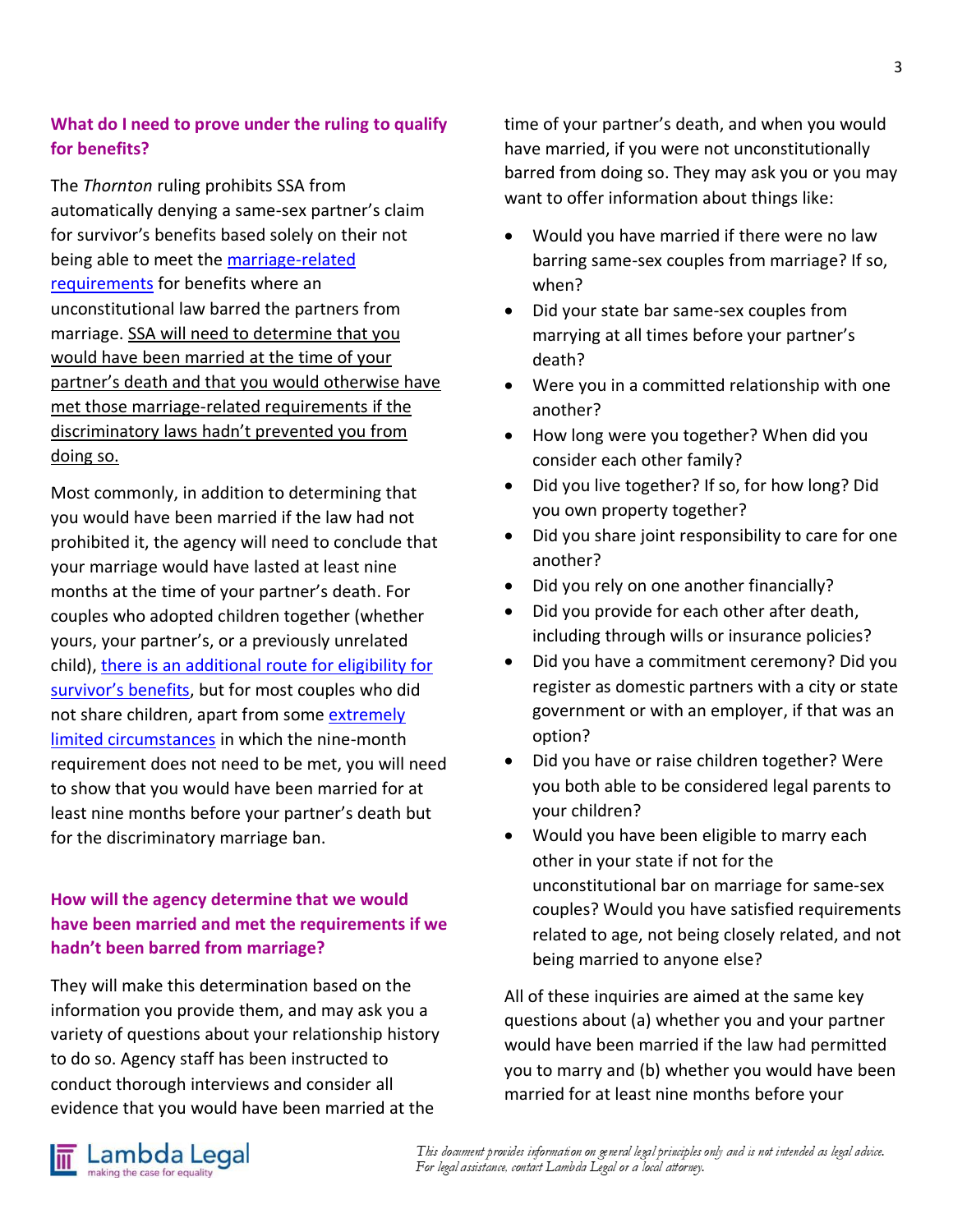### What do I need to prove under the ruling to qualify for benefits?

The *Thornton* ruling prohibits SSA from automatically denying a same-sex partner's claim for survivor's benefits based solely on their not being able to meet the marriage-related requirements for benefits where an unconstitutional law barred the partners from marriage. <u>SSA will need to determine that you would have been married at the time of your partner's death and that you would otherwise have met those marriage-related requirements if the discriminatory laws hadn't prevented you from doing so.</u>

Most commonly, in addition to determining that you would have been married if the law had not prohibited it, the agency will need to conclude that your marriage would have lasted at least nine months at the time of your partner's death. For couples who adopted children together (whether yours, your partner's, or a previously unrelated child), there is an additional route for eligibility for survivor's benefits, but for most couples who did not share children, apart from some extremely limited circumstances in which the nine-month requirement does not need to be met, you will need to show that you would have been married for at least nine months before your partner's death but for the discriminatory marriage ban.

### How will the agency determine that we would have been married and met the requirements if we hadn't been barred from marriage?

They will make this determination based on the information you provide them, and may ask you a variety of questions about your relationship history to do so. Agency staff has been instructed to conduct thorough interviews and consider all evidence that you would have been married at the time of your partner's death, and when you would have married, if you were not unconstitutionally barred from doing so. They may ask you or you may want to offer information about things like:

- Would you have married if there were no law barring same-sex couples from marriage? If so, when?
- Did your state bar same-sex couples from marrying at all times before your partner's death?
- Were you in a committed relationship with one another?
- How long were you together? When did you consider each other family?
- Did you live together? If so, for how long? Did you own property together?
- Did you share joint responsibility to care for one another?
- Did you rely on one another financially?
- Did you provide for each other after death, including through wills or insurance policies?
- Did you have a commitment ceremony? Did you register as domestic partners with a city or state government or with an employer, if that was an option?
- Did you have or raise children together? Were you both able to be considered legal parents to your children?
- Would you have been eligible to marry each other in your state if not for the unconstitutional bar on marriage for same-sex couples? Would you have satisfied requirements related to age, not being closely related, and not being married to anyone else?

All of these inquiries are aimed at the same key questions about (a) whether you and your partner would have been married if the law had permitted you to marry and (b) whether you would have been married for at least nine months before your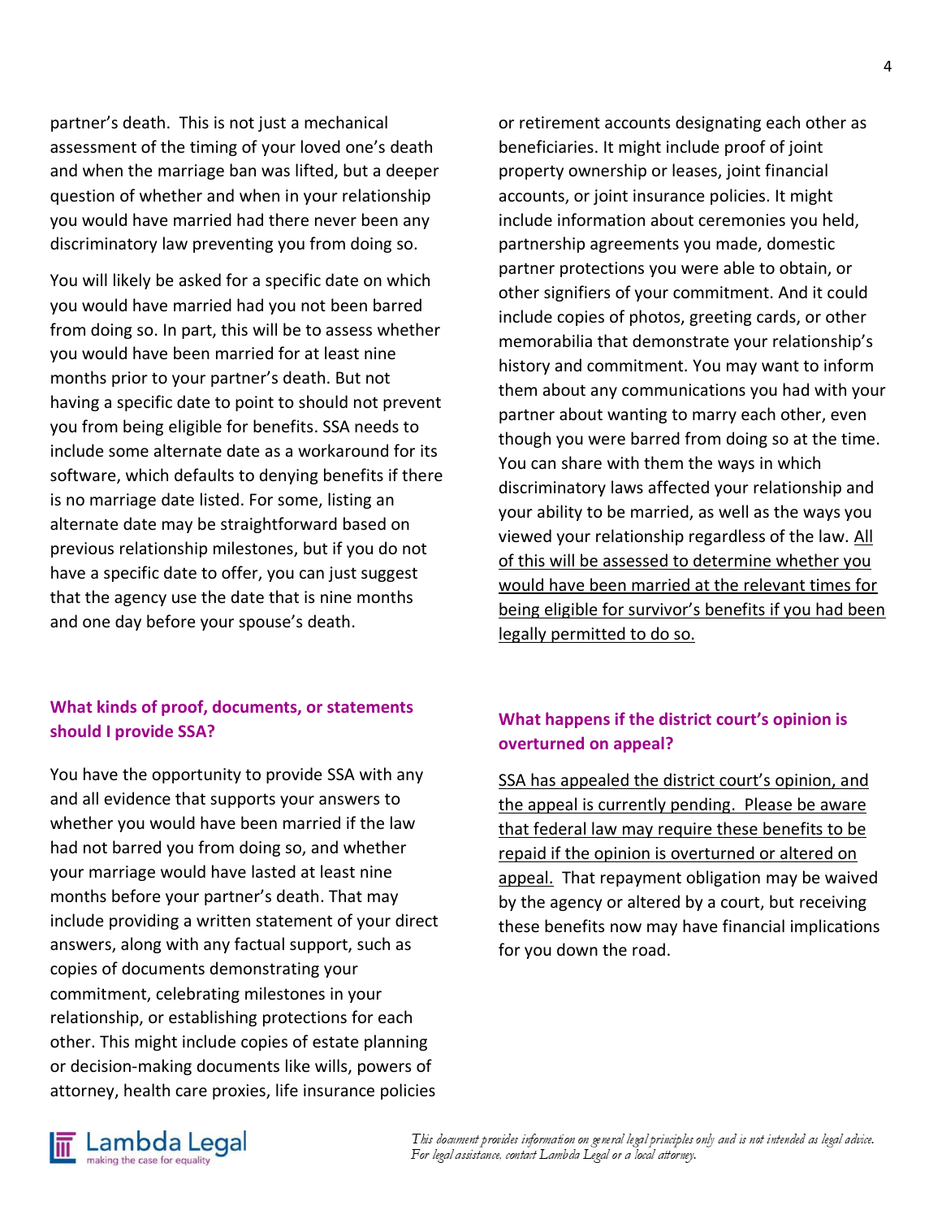partner's death. This is not just a mechanical assessment of the timing of your loved one's death and when the marriage ban was lifted, but a deeper question of whether and when in your relationship you would have married had there never been any discriminatory law preventing you from doing so.

You will likely be asked for a specific date on which you would have married had you not been barred from doing so. In part, this will be to assess whether you would have been married for at least nine months prior to your partner's death. But not having a specific date to point to should not prevent you from being eligible for benefits. SSA needs to include some alternate date as a workaround for its software, which defaults to denying benefits if there is no marriage date listed. For some, listing an alternate date may be straightforward based on previous relationship milestones, but if you do not have a specific date to offer, you can just suggest that the agency use the date that is nine months and one day before your spouse's death.

### What kinds of proof, documents, or statements should I provide SSA?

You have the opportunity to provide SSA with any and all evidence that supports your answers to whether you would have been married if the law had not barred you from doing so, and whether your marriage would have lasted at least nine months before your partner's death. That may include providing a written statement of your direct answers, along with any factual support, such as copies of documents demonstrating your commitment, celebrating milestones in your relationship, or establishing protections for each other. This might include copies of estate planning or decision-making documents like wills, powers of attorney, health care proxies, life insurance policies or retirement accounts designating each other as beneficiaries. It might include proof of joint property ownership or leases, joint financial accounts, or joint insurance policies. It might include information about ceremonies you held, partnership agreements you made, domestic partner protections you were able to obtain, or other signifiers of your commitment. And it could include copies of photos, greeting cards, or other memorabilia that demonstrate your relationship's history and commitment. You may want to inform them about any communications you had with your partner about wanting to marry each other, even though you were barred from doing so at the time. You can share with them the ways in which discriminatory laws affected your relationship and your ability to be married, as well as the ways you viewed your relationship regardless of the law. <u>All of this will be assessed to determine whether you would have been married at the relevant times for being eligible for survivor's benefits if you had been legally permitted to do so.</u>

### What happens if the district court's opinion is overturned on appeal?

<u>SSA has appealed the district court's opinion, and the appeal is currently pending. Please be aware that federal law may require these benefits to be repaid if the opinion is overturned or altered on appeal.</u> That repayment obligation may be waived by the agency or altered by a court, but receiving these benefits now may have financial implications for you down the road.

*This document provides information on general legal principles only and is not intended as legal advice. For legal assistance, contact Lambda Legal or a local attorney.*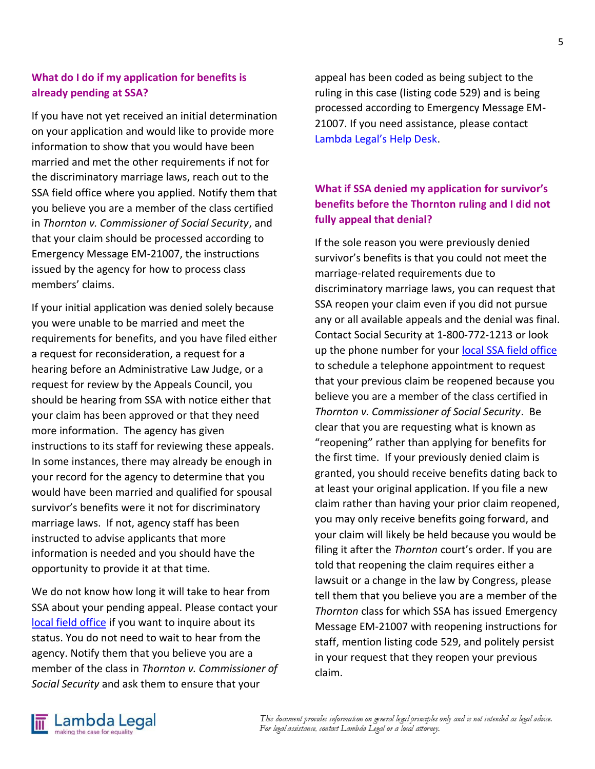### What do I do if my application for benefits is already pending at SSA?

If you have not yet received an initial determination on your application and would like to provide more information to show that you would have been married and met the other requirements if not for the discriminatory marriage laws, reach out to the SSA field office where you applied. Notify them that you believe you are a member of the class certified in *Thornton v. Commissioner of Social Security*, and that your claim should be processed according to Emergency Message EM-21007, the instructions issued by the agency for how to process class members' claims.

If your initial application was denied solely because you were unable to be married and meet the requirements for benefits, and you have filed either a request for reconsideration, a request for a hearing before an Administrative Law Judge, or a request for review by the Appeals Council, you should be hearing from SSA with notice either that your claim has been approved or that they need more information. The agency has given instructions to its staff for reviewing these appeals. In some instances, there may already be enough in your record for the agency to determine that you would have been married and qualified for spousal survivor's benefits were it not for discriminatory marriage laws. If not, agency staff has been instructed to advise applicants that more information is needed and you should have the opportunity to provide it at that time.

We do not know how long it will take to hear from SSA about your pending appeal. Please contact your local field office if you want to inquire about its status. You do not need to wait to hear from the agency. Notify them that you believe you are a member of the class in *Thornton v. Commissioner of Social Security* and ask them to ensure that your appeal has been coded as being subject to the ruling in this case (listing code 529) and is being processed according to Emergency Message EM-21007. If you need assistance, please contact Lambda Legal's Help Desk.

### What if SSA denied my application for survivor's benefits before the Thornton ruling and I did not fully appeal that denial?

If the sole reason you were previously denied survivor's benefits is that you could not meet the marriage-related requirements due to discriminatory marriage laws, you can request that SSA reopen your claim even if you did not pursue any or all available appeals and the denial was final. Contact Social Security at 1-800-772-1213 or look up the phone number for your local SSA field office to schedule a telephone appointment to request that your previous claim be reopened because you believe you are a member of the class certified in *Thornton v. Commissioner of Social Security*. Be clear that you are requesting what is known as "reopening" rather than applying for benefits for the first time. If your previously denied claim is granted, you should receive benefits dating back to at least your original application. If you file a new claim rather than having your prior claim reopened, you may only receive benefits going forward, and your claim will likely be held because you would be filing it after the *Thornton* court's order. If you are told that reopening the claim requires either a lawsuit or a change in the law by Congress, please tell them that you believe you are a member of the *Thornton* class for which SSA has issued Emergency Message EM-21007 with reopening instructions for staff, mention listing code 529, and politely persist in your request that they reopen your previous claim.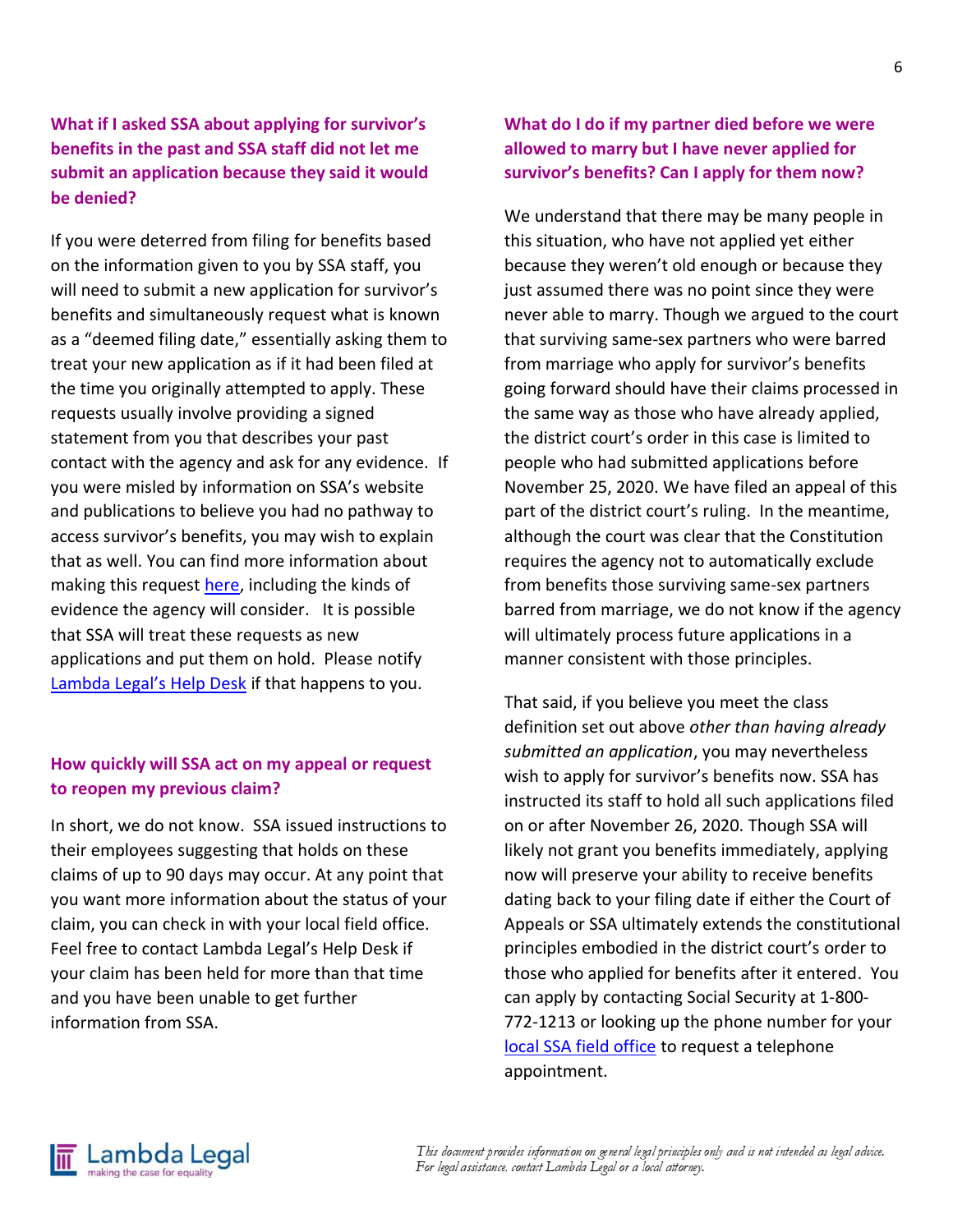### What if I asked SSA about applying for survivor's benefits in the past and SSA staff did not let me submit an application because they said it would be denied?

If you were deterred from filing for benefits based on the information given to you by SSA staff, you will need to submit a new application for survivor's benefits and simultaneously request what is known as a "deemed filing date," essentially asking them to treat your new application as if it had been filed at the time you originally attempted to apply. These requests usually involve providing a signed statement from you that describes your past contact with the agency and ask for any evidence. If you were misled by information on SSA's website and publications to believe you had no pathway to access survivor's benefits, you may wish to explain that as well. You can find more information about making this request here, including the kinds of evidence the agency will consider. It is possible that SSA will treat these requests as new applications and put them on hold. Please notify Lambda Legal's Help Desk if that happens to you.

### How quickly will SSA act on my appeal or request to reopen my previous claim?

In short, we do not know. SSA issued instructions to their employees suggesting that holds on these claims of up to 90 days may occur. At any point that you want more information about the status of your claim, you can check in with your local field office. Feel free to contact Lambda Legal's Help Desk if your claim has been held for more than that time and you have been unable to get further information from SSA.

### What do I do if my partner died before we were allowed to marry but I have never applied for survivor's benefits? Can I apply for them now?

We understand that there may be many people in this situation, who have not applied yet either because they weren't old enough or because they just assumed there was no point since they were never able to marry. Though we argued to the court that surviving same-sex partners who were barred from marriage who apply for survivor's benefits going forward should have their claims processed in the same way as those who have already applied, the district court's order in this case is limited to people who had submitted applications before November 25, 2020. We have filed an appeal of this part of the district court's ruling. In the meantime, although the court was clear that the Constitution requires the agency not to automatically exclude from benefits those surviving same-sex partners barred from marriage, we do not know if the agency will ultimately process future applications in a manner consistent with those principles.

That said, if you believe you meet the class definition set out above *other than having already submitted an application*, you may nevertheless wish to apply for survivor's benefits now. SSA has instructed its staff to hold all such applications filed on or after November 26, 2020. Though SSA will likely not grant you benefits immediately, applying now will preserve your ability to receive benefits dating back to your filing date if either the Court of Appeals or SSA ultimately extends the constitutional principles embodied in the district court's order to those who applied for benefits after it entered. You can apply by contacting Social Security at 1-800-772-1213 or looking up the phone number for your local SSA field office to request a telephone appointment.

*This document provides information on general legal principles only and is not intended as legal advice. For legal assistance, contact Lambda Legal or a local attorney.*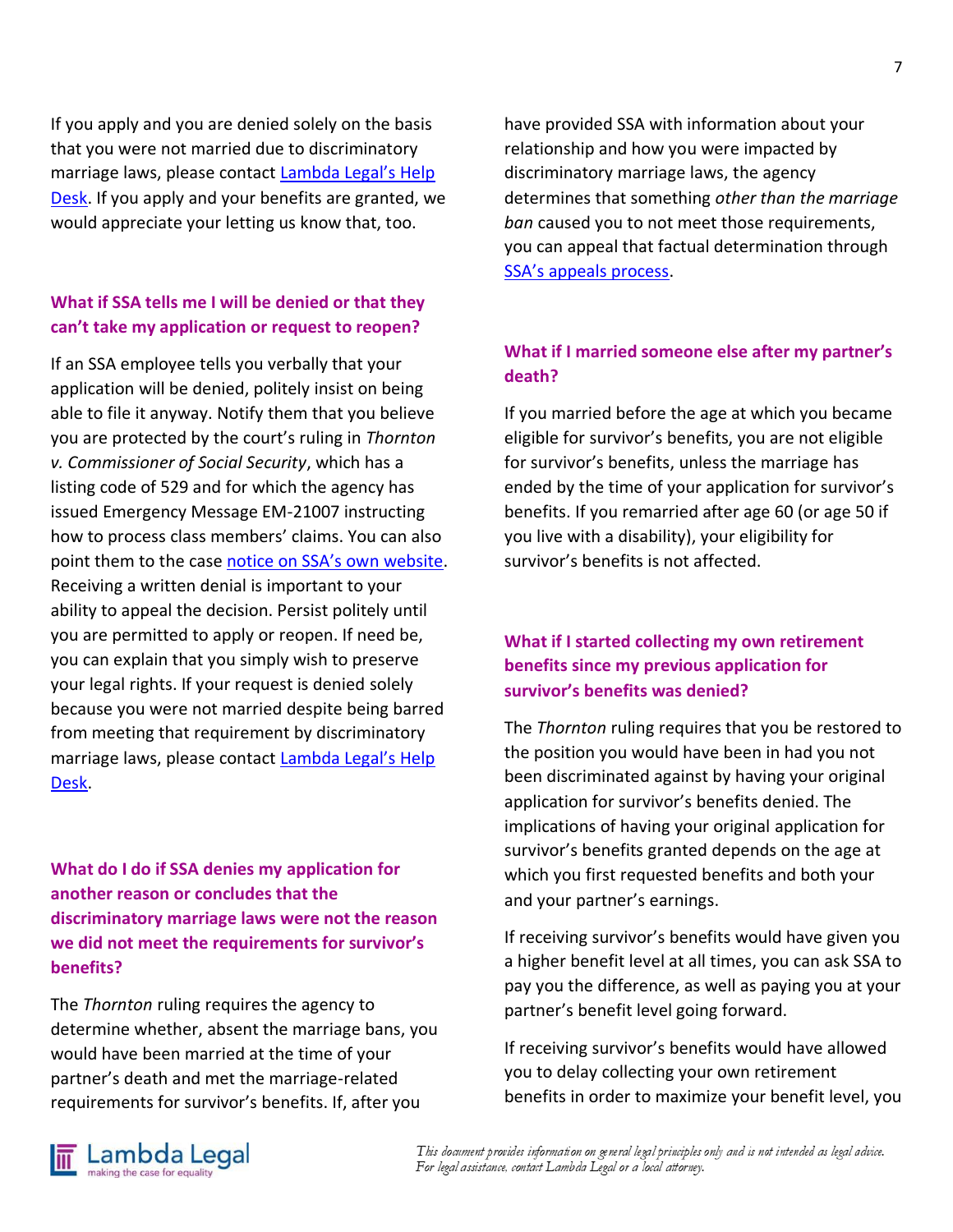If you apply and you are denied solely on the basis that you were not married due to discriminatory marriage laws, please contact Lambda Legal's Help Desk. If you apply and your benefits are granted, we would appreciate your letting us know that, too.

## What if SSA tells me I will be denied or that they can't take my application or request to reopen?

If an SSA employee tells you verbally that your application will be denied, politely insist on being able to file it anyway. Notify them that you believe you are protected by the court's ruling in *Thornton v. Commissioner of Social Security*, which has a listing code of 529 and for which the agency has issued Emergency Message EM-21007 instructing how to process class members' claims. You can also point them to the case notice on SSA's own website. Receiving a written denial is important to your ability to appeal the decision. Persist politely until you are permitted to apply or reopen. If need be, you can explain that you simply wish to preserve your legal rights. If your request is denied solely because you were not married despite being barred from meeting that requirement by discriminatory marriage laws, please contact Lambda Legal's Help Desk.

## What do I do if SSA denies my application for another reason or concludes that the discriminatory marriage laws were not the reason we did not meet the requirements for survivor's benefits?

The *Thornton* ruling requires the agency to determine whether, absent the marriage bans, you would have been married at the time of your partner's death and met the marriage-related requirements for survivor's benefits. If, after you have provided SSA with information about your relationship and how you were impacted by discriminatory marriage laws, the agency determines that something *other than the marriage ban* caused you to not meet those requirements, you can appeal that factual determination through SSA's appeals process.

## What if I married someone else after my partner's death?

If you married before the age at which you became eligible for survivor's benefits, you are not eligible for survivor's benefits, unless the marriage has ended by the time of your application for survivor's benefits. If you remarried after age 60 (or age 50 if you live with a disability), your eligibility for survivor's benefits is not affected.

## What if I started collecting my own retirement benefits since my previous application for survivor's benefits was denied?

The *Thornton* ruling requires that you be restored to the position you would have been in had you not been discriminated against by having your original application for survivor's benefits denied. The implications of having your original application for survivor's benefits granted depends on the age at which you first requested benefits and both your and your partner's earnings.

If receiving survivor's benefits would have given you a higher benefit level at all times, you can ask SSA to pay you the difference, as well as paying you at your partner's benefit level going forward.

If receiving survivor's benefits would have allowed you to delay collecting your own retirement benefits in order to maximize your benefit level, you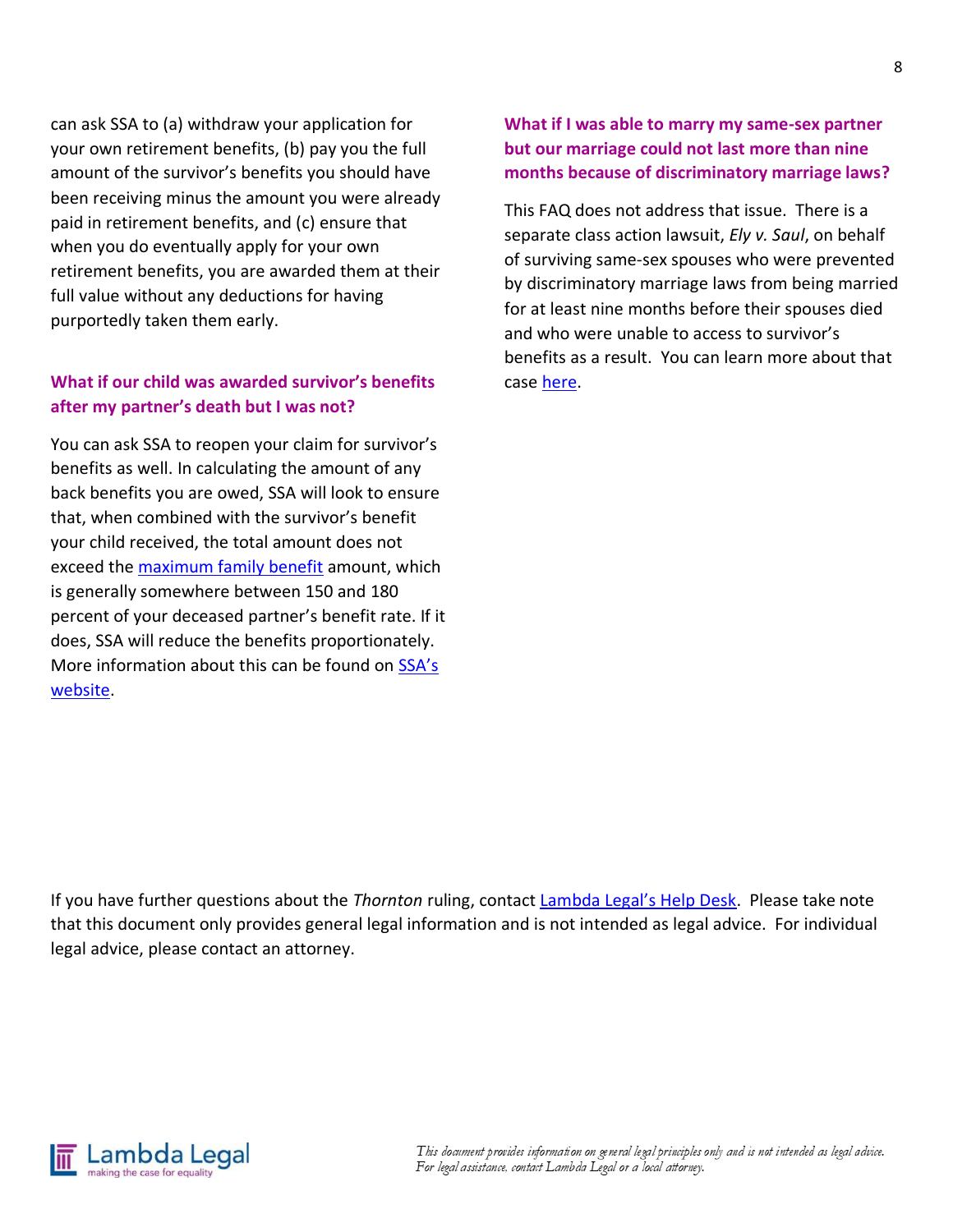can ask SSA to (a) withdraw your application for your own retirement benefits, (b) pay you the full amount of the survivor's benefits you should have been receiving minus the amount you were already paid in retirement benefits, and (c) ensure that when you do eventually apply for your own retirement benefits, you are awarded them at their full value without any deductions for having purportedly taken them early.

### What if our child was awarded survivor's benefits after my partner's death but I was not?

You can ask SSA to reopen your claim for survivor's benefits as well. In calculating the amount of any back benefits you are owed, SSA will look to ensure that, when combined with the survivor's benefit your child received, the total amount does not exceed the maximum family benefit amount, which is generally somewhere between 150 and 180 percent of your deceased partner's benefit rate. If it does, SSA will reduce the benefits proportionately. More information about this can be found on SSA's website.

### What if I was able to marry my same-sex partner but our marriage could not last more than nine months because of discriminatory marriage laws?

This FAQ does not address that issue. There is a separate class action lawsuit, *Ely v. Saul*, on behalf of surviving same-sex spouses who were prevented by discriminatory marriage laws from being married for at least nine months before their spouses died and who were unable to access to survivor's benefits as a result. You can learn more about that case here.

If you have further questions about the *Thornton* ruling, contact Lambda Legal's Help Desk. Please take note that this document only provides general legal information and is not intended as legal advice. For individual legal advice, please contact an attorney.